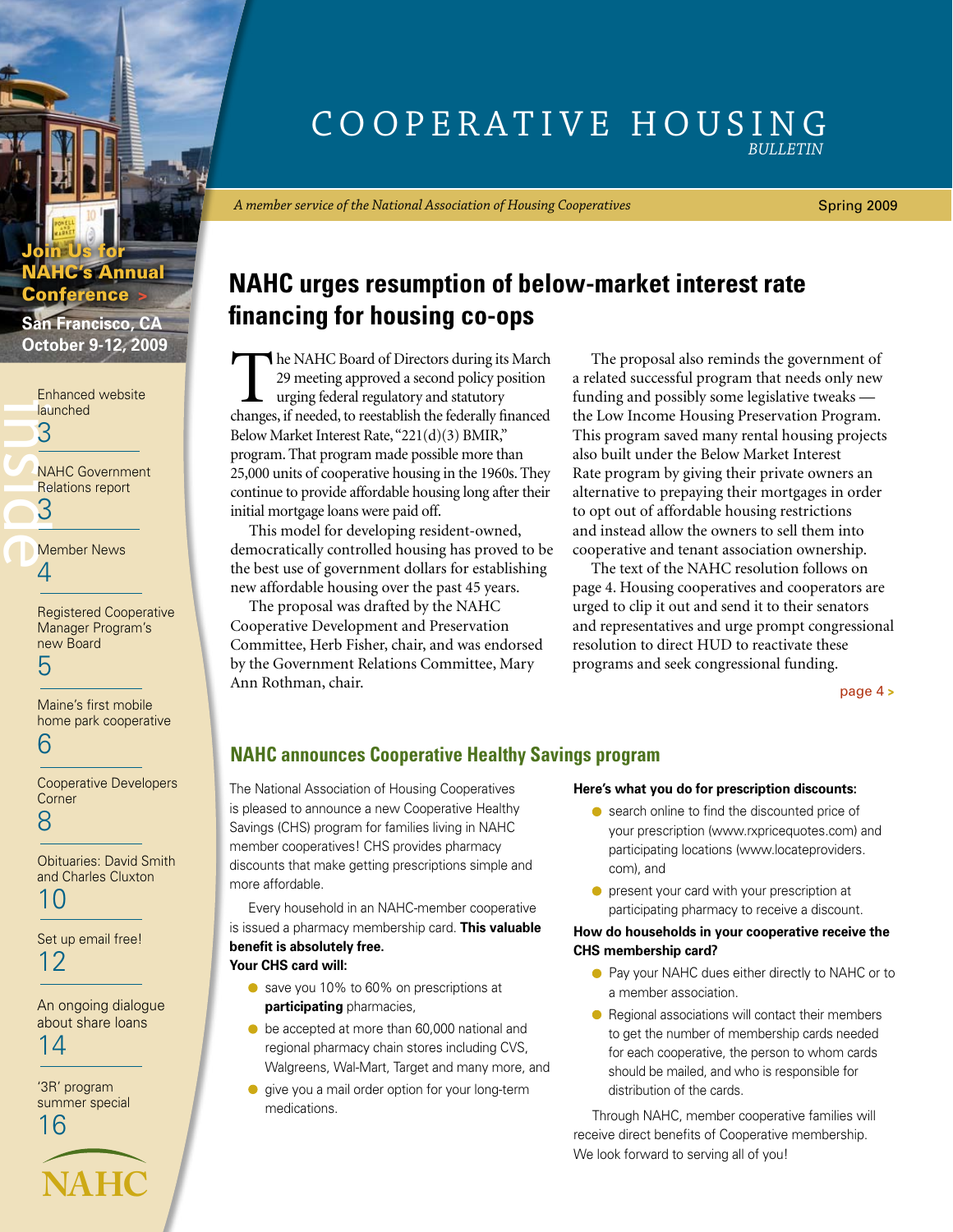# COOPERATIVE HOUSING *BULLETIN*

*A member service of the National Association of Housing Cooperatives*

Spring 2009

**Join Us for NAHC's Annual Conference >**
**San Francisco, CA**
**October 9-12, 2009**

**Inside**

- Enhanced website launched — 3
- NAHC Government Relations report — 3
- Member News — 4
- Registered Cooperative Manager Program's new Board — 5
- Maine's first mobile home park cooperative — 6
- Cooperative Developers Corner — 8
- Obituaries: David Smith and Charles Cluxton — 10
- Set up email free! — 12
- An ongoing dialogue about share loans — 14
- '3R' program summer special — 16

NAHC

## NAHC urges resumption of below-market interest rate financing for housing co-ops

The NAHC Board of Directors during its March 29 meeting approved a second policy position urging federal regulatory and statutory changes, if needed, to reestablish the federally financed Below Market Interest Rate, "221(d)(3) BMIR," program. That program made possible more than 25,000 units of cooperative housing in the 1960s. They continue to provide affordable housing long after their initial mortgage loans were paid off.

This model for developing resident-owned, democratically controlled housing has proved to be the best use of government dollars for establishing new affordable housing over the past 45 years.

The proposal was drafted by the NAHC Cooperative Development and Preservation Committee, Herb Fisher, chair, and was endorsed by the Government Relations Committee, Mary Ann Rothman, chair.

The proposal also reminds the government of a related successful program that needs only new funding and possibly some legislative tweaks — the Low Income Housing Preservation Program. This program saved many rental housing projects also built under the Below Market Interest Rate program by giving their private owners an alternative to prepaying their mortgages in order to opt out of affordable housing restrictions and instead allow the owners to sell them into cooperative and tenant association ownership.

The text of the NAHC resolution follows on page 4. Housing cooperatives and cooperators are urged to clip it out and send it to their senators and representatives and urge prompt congressional resolution to direct HUD to reactivate these programs and seek congressional funding.

page 4 >

## NAHC announces Cooperative Healthy Savings program

The National Association of Housing Cooperatives is pleased to announce a new Cooperative Healthy Savings (CHS) program for families living in NAHC member cooperatives! CHS provides pharmacy discounts that make getting prescriptions simple and more affordable.

Every household in an NAHC-member cooperative is issued a pharmacy membership card. **This valuable benefit is absolutely free.**

**Your CHS card will:**

- save you 10% to 60% on prescriptions at **participating** pharmacies,
- be accepted at more than 60,000 national and regional pharmacy chain stores including CVS, Walgreens, Wal-Mart, Target and many more, and
- give you a mail order option for your long-term medications.

**Here's what you do for prescription discounts:**

- search online to find the discounted price of your prescription (www.rxpricequotes.com) and participating locations (www.locateproviders.com), and
- present your card with your prescription at participating pharmacy to receive a discount.

**How do households in your cooperative receive the CHS membership card?**

- Pay your NAHC dues either directly to NAHC or to a member association.
- Regional associations will contact their members to get the number of membership cards needed for each cooperative, the person to whom cards should be mailed, and who is responsible for distribution of the cards.

Through NAHC, member cooperative families will receive direct benefits of Cooperative membership. We look forward to serving all of you!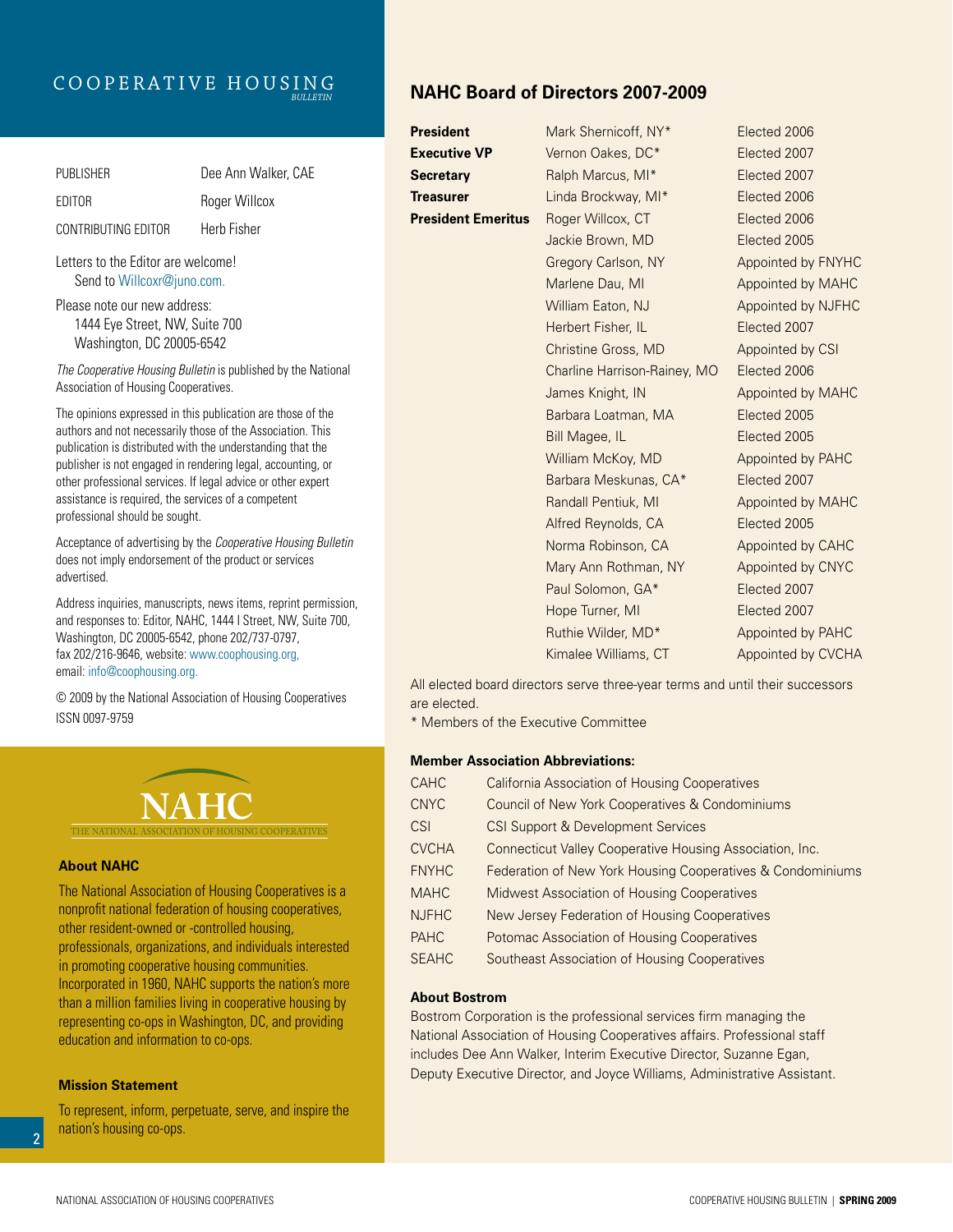# COOPERATIVE HOUSING BULLETIN

| | |
|---|---|
| PUBLISHER | Dee Ann Walker, CAE |
| EDITOR | Roger Willcox |
| CONTRIBUTING EDITOR | Herb Fisher |

Letters to the Editor are welcome!
Send to Willcoxr@juno.com.

Please note our new address:
1444 Eye Street, NW, Suite 700
Washington, DC 20005-6542

*The Cooperative Housing Bulletin* is published by the National Association of Housing Cooperatives.

The opinions expressed in this publication are those of the authors and not necessarily those of the Association. This publication is distributed with the understanding that the publisher is not engaged in rendering legal, accounting, or other professional services. If legal advice or other expert assistance is required, the services of a competent professional should be sought.

Acceptance of advertising by the *Cooperative Housing Bulletin* does not imply endorsement of the product or services advertised.

Address inquiries, manuscripts, news items, reprint permission, and responses to: Editor, NAHC, 1444 I Street, NW, Suite 700, Washington, DC 20005-6542, phone 202/737-0797, fax 202/216-9646, website: www.coophousing.org, email: info@coophousing.org.

© 2009 by the National Association of Housing Cooperatives
ISSN 0097-9759

NAHC
THE NATIONAL ASSOCIATION OF HOUSING COOPERATIVES

### About NAHC

The National Association of Housing Cooperatives is a nonprofit national federation of housing cooperatives, other resident-owned or -controlled housing, professionals, organizations, and individuals interested in promoting cooperative housing communities. Incorporated in 1960, NAHC supports the nation's more than a million families living in cooperative housing by representing co-ops in Washington, DC, and providing education and information to co-ops.

### Mission Statement

To represent, inform, perpetuate, serve, and inspire the nation's housing co-ops.

## NAHC Board of Directors 2007-2009

| | | |
|---|---|---|
| **President** | Mark Shernicoff, NY* | Elected 2006 |
| **Executive VP** | Vernon Oakes, DC* | Elected 2007 |
| **Secretary** | Ralph Marcus, MI* | Elected 2007 |
| **Treasurer** | Linda Brockway, MI* | Elected 2006 |
| **President Emeritus** | Roger Willcox, CT | Elected 2006 |
| | Jackie Brown, MD | Elected 2005 |
| | Gregory Carlson, NY | Appointed by FNYHC |
| | Marlene Dau, MI | Appointed by MAHC |
| | William Eaton, NJ | Appointed by NJFHC |
| | Herbert Fisher, IL | Elected 2007 |
| | Christine Gross, MD | Appointed by CSI |
| | Charline Harrison-Rainey, MO | Elected 2006 |
| | James Knight, IN | Appointed by MAHC |
| | Barbara Loatman, MA | Elected 2005 |
| | Bill Magee, IL | Elected 2005 |
| | William McKoy, MD | Appointed by PAHC |
| | Barbara Meskunas, CA* | Elected 2007 |
| | Randall Pentiuk, MI | Appointed by MAHC |
| | Alfred Reynolds, CA | Elected 2005 |
| | Norma Robinson, CA | Appointed by CAHC |
| | Mary Ann Rothman, NY | Appointed by CNYC |
| | Paul Solomon, GA* | Elected 2007 |
| | Hope Turner, MI | Elected 2007 |
| | Ruthie Wilder, MD* | Appointed by PAHC |
| | Kimalee Williams, CT | Appointed by CVCHA |

All elected board directors serve three-year terms and until their successors are elected.
* Members of the Executive Committee

### Member Association Abbreviations:

| | |
|---|---|
| CAHC | California Association of Housing Cooperatives |
| CNYC | Council of New York Cooperatives & Condominiums |
| CSI | CSI Support & Development Services |
| CVCHA | Connecticut Valley Cooperative Housing Association, Inc. |
| FNYHC | Federation of New York Housing Cooperatives & Condominiums |
| MAHC | Midwest Association of Housing Cooperatives |
| NJFHC | New Jersey Federation of Housing Cooperatives |
| PAHC | Potomac Association of Housing Cooperatives |
| SEAHC | Southeast Association of Housing Cooperatives |

### About Bostrom

Bostrom Corporation is the professional services firm managing the National Association of Housing Cooperatives affairs. Professional staff includes Dee Ann Walker, Interim Executive Director, Suzanne Egan, Deputy Executive Director, and Joyce Williams, Administrative Assistant.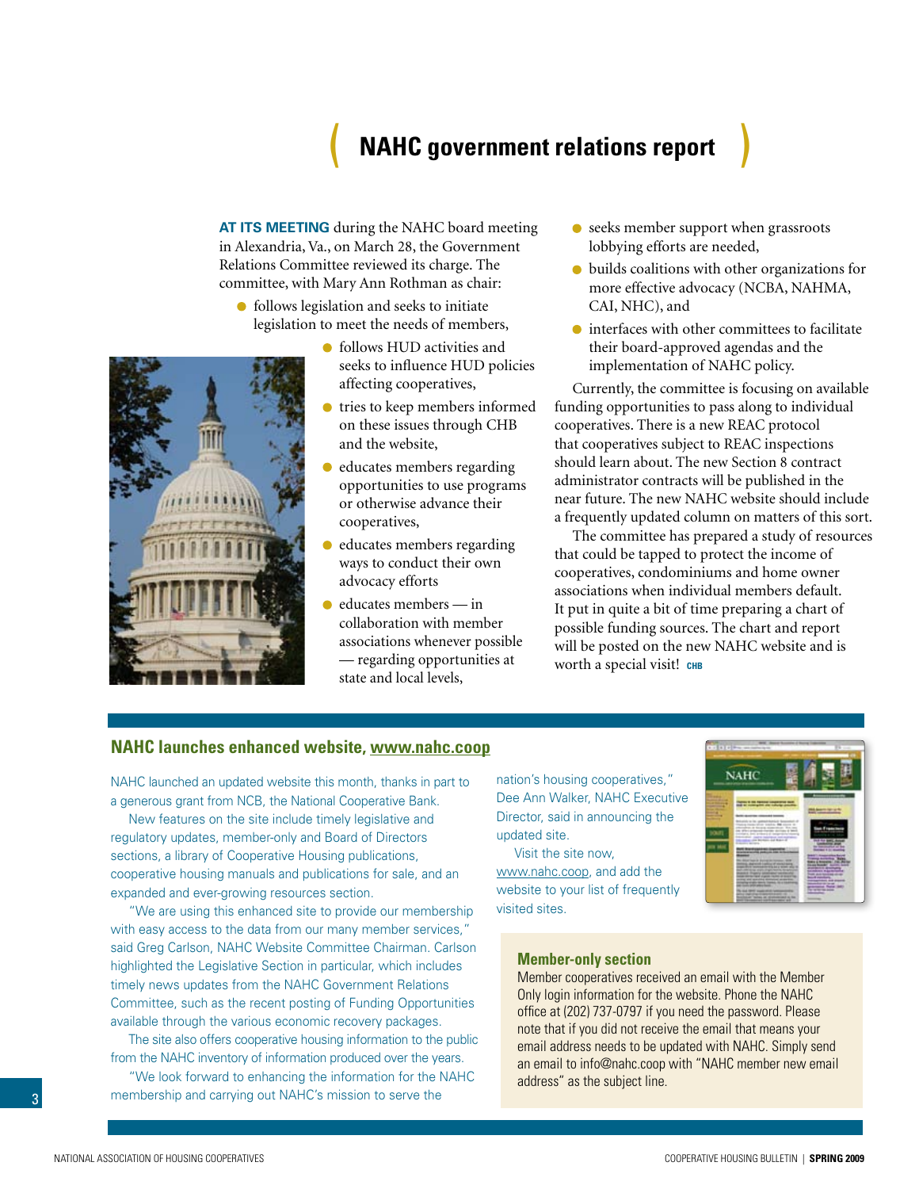# NAHC government relations report

**AT ITS MEETING** during the NAHC board meeting in Alexandria, Va., on March 28, the Government Relations Committee reviewed its charge. The committee, with Mary Ann Rothman as chair:

- follows legislation and seeks to initiate legislation to meet the needs of members,
- follows HUD activities and seeks to influence HUD policies affecting cooperatives,
- tries to keep members informed on these issues through CHB and the website,
- educates members regarding opportunities to use programs or otherwise advance their cooperatives,
- educates members regarding ways to conduct their own advocacy efforts
- educates members — in collaboration with member associations whenever possible — regarding opportunities at state and local levels,
- seeks member support when grassroots lobbying efforts are needed,
- builds coalitions with other organizations for more effective advocacy (NCBA, NAHMA, CAI, NHC), and
- interfaces with other committees to facilitate their board-approved agendas and the implementation of NAHC policy.

Currently, the committee is focusing on available funding opportunities to pass along to individual cooperatives. There is a new REAC protocol that cooperatives subject to REAC inspections should learn about. The new Section 8 contract administrator contracts will be published in the near future. The new NAHC website should include a frequently updated column on matters of this sort.

The committee has prepared a study of resources that could be tapped to protect the income of cooperatives, condominiums and home owner associations when individual members default. It put in quite a bit of time preparing a chart of possible funding sources. The chart and report will be posted on the new NAHC website and is worth a special visit! CHB

## NAHC launches enhanced website, www.nahc.coop

NAHC launched an updated website this month, thanks in part to a generous grant from NCB, the National Cooperative Bank.

New features on the site include timely legislative and regulatory updates, member-only and Board of Directors sections, a library of Cooperative Housing publications, cooperative housing manuals and publications for sale, and an expanded and ever-growing resources section.

"We are using this enhanced site to provide our membership with easy access to the data from our many member services," said Greg Carlson, NAHC Website Committee Chairman. Carlson highlighted the Legislative Section in particular, which includes timely news updates from the NAHC Government Relations Committee, such as the recent posting of Funding Opportunities available through the various economic recovery packages.

The site also offers cooperative housing information to the public from the NAHC inventory of information produced over the years.

"We look forward to enhancing the information for the NAHC membership and carrying out NAHC's mission to serve the nation's housing cooperatives," Dee Ann Walker, NAHC Executive Director, said in announcing the updated site.

Visit the site now, www.nahc.coop, and add the website to your list of frequently visited sites.

### Member-only section

Member cooperatives received an email with the Member Only login information for the website. Phone the NAHC office at (202) 737-0797 if you need the password. Please note that if you did not receive the email that means your email address needs to be updated with NAHC. Simply send an email to info@nahc.coop with "NAHC member new email address" as the subject line.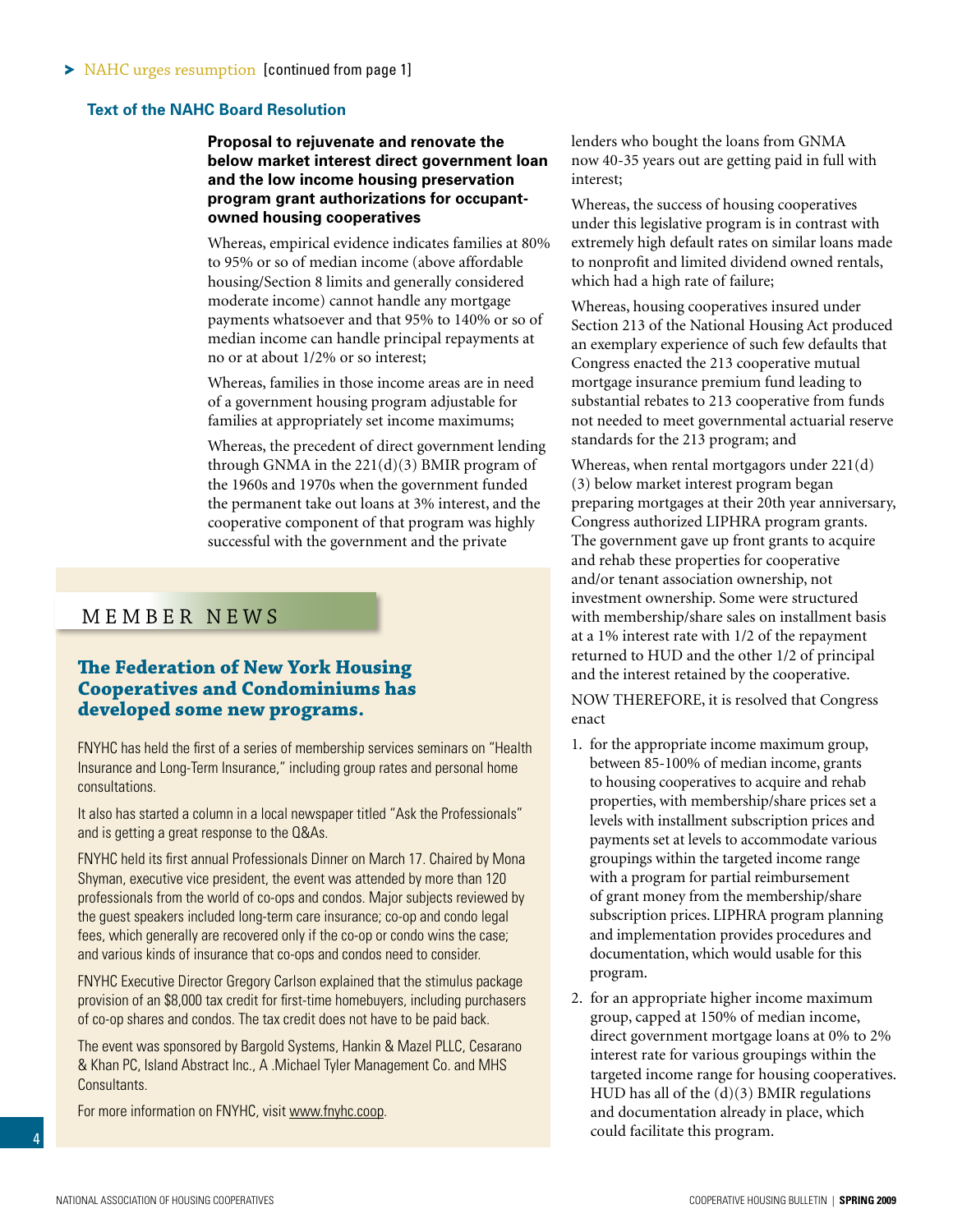> NAHC urges resumption [continued from page 1]

### Text of the NAHC Board Resolution

**Proposal to rejuvenate and renovate the below market interest direct government loan and the low income housing preservation program grant authorizations for occupant-owned housing cooperatives**

Whereas, empirical evidence indicates families at 80% to 95% or so of median income (above affordable housing/Section 8 limits and generally considered moderate income) cannot handle any mortgage payments whatsoever and that 95% to 140% or so of median income can handle principal repayments at no or at about 1/2% or so interest;

Whereas, families in those income areas are in need of a government housing program adjustable for families at appropriately set income maximums;

Whereas, the precedent of direct government lending through GNMA in the 221(d)(3) BMIR program of the 1960s and 1970s when the government funded the permanent take out loans at 3% interest, and the cooperative component of that program was highly successful with the government and the private lenders who bought the loans from GNMA now 40-35 years out are getting paid in full with interest;

Whereas, the success of housing cooperatives under this legislative program is in contrast with extremely high default rates on similar loans made to nonprofit and limited dividend owned rentals, which had a high rate of failure;

Whereas, housing cooperatives insured under Section 213 of the National Housing Act produced an exemplary experience of such few defaults that Congress enacted the 213 cooperative mutual mortgage insurance premium fund leading to substantial rebates to 213 cooperative from funds not needed to meet governmental actuarial reserve standards for the 213 program; and

Whereas, when rental mortgagors under 221(d)(3) below market interest program began preparing mortgages at their 20th year anniversary, Congress authorized LIPHRA program grants. The government gave up front grants to acquire and rehab these properties for cooperative and/or tenant association ownership, not investment ownership. Some were structured with membership/share sales on installment basis at a 1% interest rate with 1/2 of the repayment returned to HUD and the other 1/2 of principal and the interest retained by the cooperative.

NOW THEREFORE, it is resolved that Congress enact

1. for the appropriate income maximum group, between 85-100% of median income, grants to housing cooperatives to acquire and rehab properties, with membership/share prices set a levels with installment subscription prices and payments set at levels to accommodate various groupings within the targeted income range with a program for partial reimbursement of grant money from the membership/share subscription prices. LIPHRA program planning and implementation provides procedures and documentation, which would usable for this program.
2. for an appropriate higher income maximum group, capped at 150% of median income, direct government mortgage loans at 0% to 2% interest rate for various groupings within the targeted income range for housing cooperatives. HUD has all of the (d)(3) BMIR regulations and documentation already in place, which could facilitate this program.

## MEMBER NEWS

### The Federation of New York Housing Cooperatives and Condominiums has developed some new programs.

FNYHC has held the first of a series of membership services seminars on "Health Insurance and Long-Term Insurance," including group rates and personal home consultations.

It also has started a column in a local newspaper titled "Ask the Professionals" and is getting a great response to the Q&As.

FNYHC held its first annual Professionals Dinner on March 17. Chaired by Mona Shyman, executive vice president, the event was attended by more than 120 professionals from the world of co-ops and condos. Major subjects reviewed by the guest speakers included long-term care insurance; co-op and condo legal fees, which generally are recovered only if the co-op or condo wins the case; and various kinds of insurance that co-ops and condos need to consider.

FNYHC Executive Director Gregory Carlson explained that the stimulus package provision of an $8,000 tax credit for first-time homebuyers, including purchasers of co-op shares and condos. The tax credit does not have to be paid back.

The event was sponsored by Bargold Systems, Hankin & Mazel PLLC, Cesarano & Khan PC, Island Abstract Inc., A .Michael Tyler Management Co. and MHS Consultants.

For more information on FNYHC, visit www.fnyhc.coop.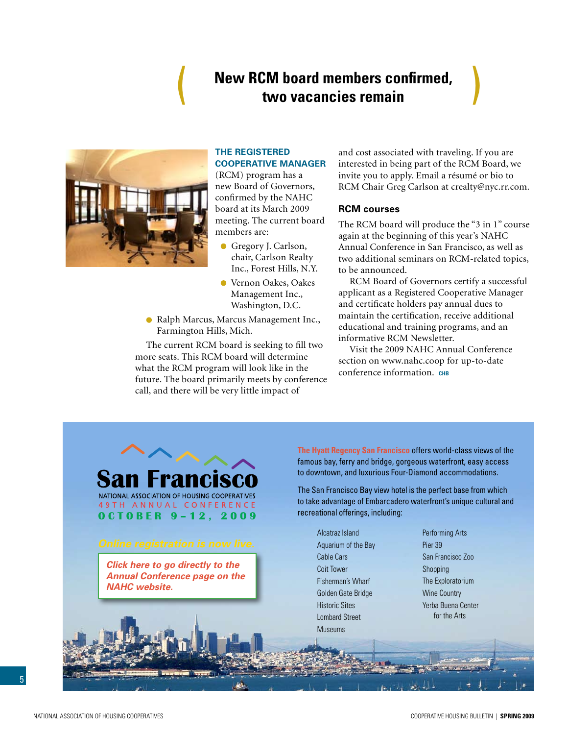# New RCM board members confirmed, two vacancies remain

**THE REGISTERED COOPERATIVE MANAGER** (RCM) program has a new Board of Governors, confirmed by the NAHC board at its March 2009 meeting. The current board members are:

- Gregory J. Carlson, chair, Carlson Realty Inc., Forest Hills, N.Y.
- Vernon Oakes, Oakes Management Inc., Washington, D.C.
- Ralph Marcus, Marcus Management Inc., Farmington Hills, Mich.

The current RCM board is seeking to fill two more seats. This RCM board will determine what the RCM program will look like in the future. The board primarily meets by conference call, and there will be very little impact of and cost associated with traveling. If you are interested in being part of the RCM Board, we invite you to apply. Email a résumé or bio to RCM Chair Greg Carlson at crealty@nyc.rr.com.

## RCM courses

The RCM board will produce the "3 in 1" course again at the beginning of this year's NAHC Annual Conference in San Francisco, as well as two additional seminars on RCM-related topics, to be announced.

RCM Board of Governors certify a successful applicant as a Registered Cooperative Manager and certificate holders pay annual dues to maintain the certification, receive additional educational and training programs, and an informative RCM Newsletter.

Visit the 2009 NAHC Annual Conference section on www.nahc.coop for up-to-date conference information. CHB

---

# San Francisco

NATIONAL ASSOCIATION OF HOUSING COOPERATIVES
49TH ANNUAL CONFERENCE
OCTOBER 9–12, 2009

*Online registration is now live.*

***Click here to go directly to the Annual Conference page on the NAHC website.***

**The Hyatt Regency San Francisco** offers world-class views of the famous bay, ferry and bridge, gorgeous waterfront, easy access to downtown, and luxurious Four-Diamond accommodations.

The San Francisco Bay view hotel is the perfect base from which to take advantage of Embarcadero waterfront's unique cultural and recreational offerings, including:

- Alcatraz Island
- Aquarium of the Bay
- Cable Cars
- Coit Tower
- Fisherman's Wharf
- Golden Gate Bridge
- Historic Sites
- Lombard Street
- Museums
- Performing Arts
- Pier 39
- San Francisco Zoo
- Shopping
- The Exploratorium
- Wine Country
- Yerba Buena Center for the Arts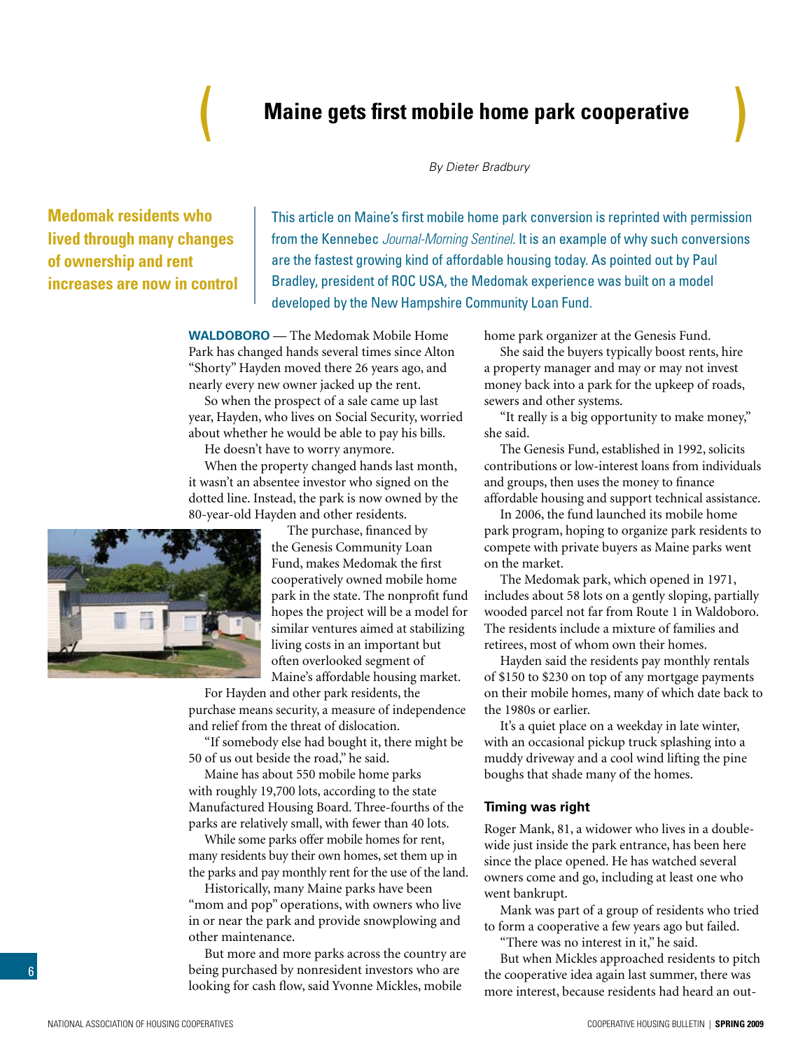# Maine gets first mobile home park cooperative

*By Dieter Bradbury*

**Medomak residents who lived through many changes of ownership and rent increases are now in control**

This article on Maine's first mobile home park conversion is reprinted with permission from the Kennebec *Journal-Morning Sentinel*. It is an example of why such conversions are the fastest growing kind of affordable housing today. As pointed out by Paul Bradley, president of ROC USA, the Medomak experience was built on a model developed by the New Hampshire Community Loan Fund.

**WALDOBORO** — The Medomak Mobile Home Park has changed hands several times since Alton "Shorty" Hayden moved there 26 years ago, and nearly every new owner jacked up the rent.

So when the prospect of a sale came up last year, Hayden, who lives on Social Security, worried about whether he would be able to pay his bills.

He doesn't have to worry anymore.

When the property changed hands last month, it wasn't an absentee investor who signed on the dotted line. Instead, the park is now owned by the 80-year-old Hayden and other residents.

The purchase, financed by the Genesis Community Loan Fund, makes Medomak the first cooperatively owned mobile home park in the state. The nonprofit fund hopes the project will be a model for similar ventures aimed at stabilizing living costs in an important but often overlooked segment of Maine's affordable housing market.

For Hayden and other park residents, the purchase means security, a measure of independence and relief from the threat of dislocation.

"If somebody else had bought it, there might be 50 of us out beside the road," he said.

Maine has about 550 mobile home parks with roughly 19,700 lots, according to the state Manufactured Housing Board. Three-fourths of the parks are relatively small, with fewer than 40 lots.

While some parks offer mobile homes for rent, many residents buy their own homes, set them up in the parks and pay monthly rent for the use of the land.

Historically, many Maine parks have been "mom and pop" operations, with owners who live in or near the park and provide snowplowing and other maintenance.

But more and more parks across the country are being purchased by nonresident investors who are looking for cash flow, said Yvonne Mickles, mobile home park organizer at the Genesis Fund.

She said the buyers typically boost rents, hire a property manager and may or may not invest money back into a park for the upkeep of roads, sewers and other systems.

"It really is a big opportunity to make money," she said.

The Genesis Fund, established in 1992, solicits contributions or low-interest loans from individuals and groups, then uses the money to finance affordable housing and support technical assistance.

In 2006, the fund launched its mobile home park program, hoping to organize park residents to compete with private buyers as Maine parks went on the market.

The Medomak park, which opened in 1971, includes about 58 lots on a gently sloping, partially wooded parcel not far from Route 1 in Waldoboro. The residents include a mixture of families and retirees, most of whom own their homes.

Hayden said the residents pay monthly rentals of $150 to $230 on top of any mortgage payments on their mobile homes, many of which date back to the 1980s or earlier.

It's a quiet place on a weekday in late winter, with an occasional pickup truck splashing into a muddy driveway and a cool wind lifting the pine boughs that shade many of the homes.

### Timing was right

Roger Mank, 81, a widower who lives in a double-wide just inside the park entrance, has been here since the place opened. He has watched several owners come and go, including at least one who went bankrupt.

Mank was part of a group of residents who tried to form a cooperative a few years ago but failed.

"There was no interest in it," he said.

But when Mickles approached residents to pitch the cooperative idea again last summer, there was more interest, because residents had heard an out-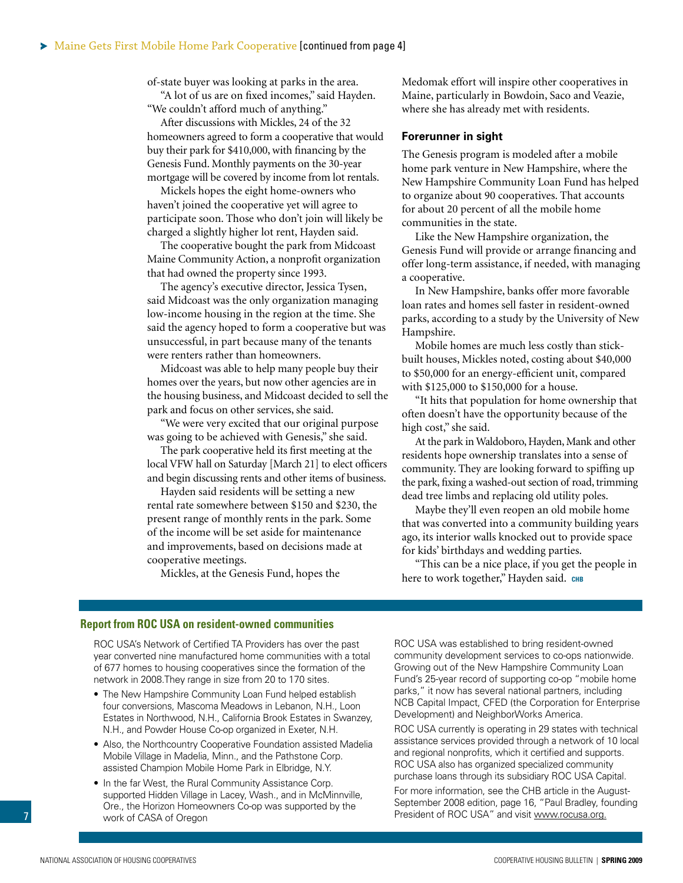## Maine Gets First Mobile Home Park Cooperative [continued from page 4]

of-state buyer was looking at parks in the area.

"A lot of us are on fixed incomes," said Hayden. "We couldn't afford much of anything."

After discussions with Mickles, 24 of the 32 homeowners agreed to form a cooperative that would buy their park for $410,000, with financing by the Genesis Fund. Monthly payments on the 30-year mortgage will be covered by income from lot rentals.

Mickels hopes the eight home-owners who haven't joined the cooperative yet will agree to participate soon. Those who don't join will likely be charged a slightly higher lot rent, Hayden said.

The cooperative bought the park from Midcoast Maine Community Action, a nonprofit organization that had owned the property since 1993.

The agency's executive director, Jessica Tysen, said Midcoast was the only organization managing low-income housing in the region at the time. She said the agency hoped to form a cooperative but was unsuccessful, in part because many of the tenants were renters rather than homeowners.

Midcoast was able to help many people buy their homes over the years, but now other agencies are in the housing business, and Midcoast decided to sell the park and focus on other services, she said.

"We were very excited that our original purpose was going to be achieved with Genesis," she said.

The park cooperative held its first meeting at the local VFW hall on Saturday [March 21] to elect officers and begin discussing rents and other items of business.

Hayden said residents will be setting a new rental rate somewhere between $150 and $230, the present range of monthly rents in the park. Some of the income will be set aside for maintenance and improvements, based on decisions made at cooperative meetings.

Mickles, at the Genesis Fund, hopes the Medomak effort will inspire other cooperatives in Maine, particularly in Bowdoin, Saco and Veazie, where she has already met with residents.

### Forerunner in sight

The Genesis program is modeled after a mobile home park venture in New Hampshire, where the New Hampshire Community Loan Fund has helped to organize about 90 cooperatives. That accounts for about 20 percent of all the mobile home communities in the state.

Like the New Hampshire organization, the Genesis Fund will provide or arrange financing and offer long-term assistance, if needed, with managing a cooperative.

In New Hampshire, banks offer more favorable loan rates and homes sell faster in resident-owned parks, according to a study by the University of New Hampshire.

Mobile homes are much less costly than stick-built houses, Mickles noted, costing about $40,000 to $50,000 for an energy-efficient unit, compared with $125,000 to $150,000 for a house.

"It hits that population for home ownership that often doesn't have the opportunity because of the high cost," she said.

At the park in Waldoboro, Hayden, Mank and other residents hope ownership translates into a sense of community. They are looking forward to spiffing up the park, fixing a washed-out section of road, trimming dead tree limbs and replacing old utility poles.

Maybe they'll even reopen an old mobile home that was converted into a community building years ago, its interior walls knocked out to provide space for kids' birthdays and wedding parties.

"This can be a nice place, if you get the people in here to work together," Hayden said. CHB

---

### Report from ROC USA on resident-owned communities

ROC USA's Network of Certified TA Providers has over the past year converted nine manufactured home communities with a total of 677 homes to housing cooperatives since the formation of the network in 2008.They range in size from 20 to 170 sites.

- The New Hampshire Community Loan Fund helped establish four conversions, Mascoma Meadows in Lebanon, N.H., Loon Estates in Northwood, N.H., California Brook Estates in Swanzey, N.H., and Powder House Co-op organized in Exeter, N.H.
- Also, the Northcountry Cooperative Foundation assisted Madelia Mobile Village in Madelia, Minn., and the Pathstone Corp. assisted Champion Mobile Home Park in Elbridge, N.Y.
- In the far West, the Rural Community Assistance Corp. supported Hidden Village in Lacey, Wash., and in McMinnville, Ore., the Horizon Homeowners Co-op was supported by the work of CASA of Oregon

ROC USA was established to bring resident-owned community development services to co-ops nationwide. Growing out of the New Hampshire Community Loan Fund's 25-year record of supporting co-op "mobile home parks," it now has several national partners, including NCB Capital Impact, CFED (the Corporation for Enterprise Development) and NeighborWorks America.

ROC USA currently is operating in 29 states with technical assistance services provided through a network of 10 local and regional nonprofits, which it certified and supports. ROC USA also has organized specialized community purchase loans through its subsidiary ROC USA Capital.

For more information, see the CHB article in the August-September 2008 edition, page 16, "Paul Bradley, founding President of ROC USA" and visit www.rocusa.org.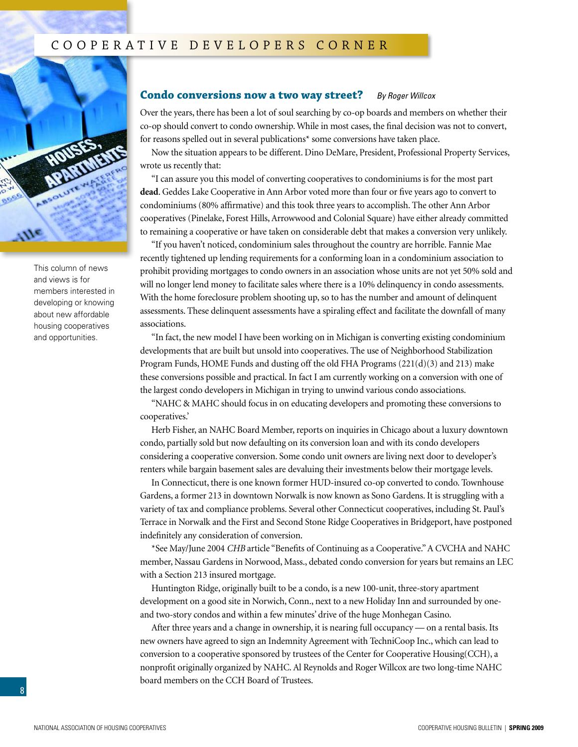# COOPERATIVE DEVELOPERS CORNER

This column of news and views is for members interested in developing or knowing about new affordable housing cooperatives and opportunities.

## Condo conversions now a two way street?

*By Roger Willcox*

Over the years, there has been a lot of soul searching by co-op boards and members on whether their co-op should convert to condo ownership. While in most cases, the final decision was not to convert, for reasons spelled out in several publications* some conversions have taken place.

Now the situation appears to be different. Dino DeMare, President, Professional Property Services, wrote us recently that:

"I can assure you this model of converting cooperatives to condominiums is for the most part **dead**. Geddes Lake Cooperative in Ann Arbor voted more than four or five years ago to convert to condominiums (80% affirmative) and this took three years to accomplish. The other Ann Arbor cooperatives (Pinelake, Forest Hills, Arrowwood and Colonial Square) have either already committed to remaining a cooperative or have taken on considerable debt that makes a conversion very unlikely.

"If you haven't noticed, condominium sales throughout the country are horrible. Fannie Mae recently tightened up lending requirements for a conforming loan in a condominium association to prohibit providing mortgages to condo owners in an association whose units are not yet 50% sold and will no longer lend money to facilitate sales where there is a 10% delinquency in condo assessments. With the home foreclosure problem shooting up, so to has the number and amount of delinquent assessments. These delinquent assessments have a spiraling effect and facilitate the downfall of many associations.

"In fact, the new model I have been working on in Michigan is converting existing condominium developments that are built but unsold into cooperatives. The use of Neighborhood Stabilization Program Funds, HOME Funds and dusting off the old FHA Programs (221(d)(3) and 213) make these conversions possible and practical. In fact I am currently working on a conversion with one of the largest condo developers in Michigan in trying to unwind various condo associations.

"NAHC & MAHC should focus in on educating developers and promoting these conversions to cooperatives.'

Herb Fisher, an NAHC Board Member, reports on inquiries in Chicago about a luxury downtown condo, partially sold but now defaulting on its conversion loan and with its condo developers considering a cooperative conversion. Some condo unit owners are living next door to developer's renters while bargain basement sales are devaluing their investments below their mortgage levels.

In Connecticut, there is one known former HUD-insured co-op converted to condo. Townhouse Gardens, a former 213 in downtown Norwalk is now known as Sono Gardens. It is struggling with a variety of tax and compliance problems. Several other Connecticut cooperatives, including St. Paul's Terrace in Norwalk and the First and Second Stone Ridge Cooperatives in Bridgeport, have postponed indefinitely any consideration of conversion.

*See May/June 2004 *CHB* article "Benefits of Continuing as a Cooperative." A CVCHA and NAHC member, Nassau Gardens in Norwood, Mass., debated condo conversion for years but remains an LEC with a Section 213 insured mortgage.

Huntington Ridge, originally built to be a condo, is a new 100-unit, three-story apartment development on a good site in Norwich, Conn., next to a new Holiday Inn and surrounded by one- and two-story condos and within a few minutes' drive of the huge Monhegan Casino.

After three years and a change in ownership, it is nearing full occupancy — on a rental basis. Its new owners have agreed to sign an Indemnity Agreement with TechniCoop Inc., which can lead to conversion to a cooperative sponsored by trustees of the Center for Cooperative Housing(CCH), a nonprofit originally organized by NAHC. Al Reynolds and Roger Willcox are two long-time NAHC board members on the CCH Board of Trustees.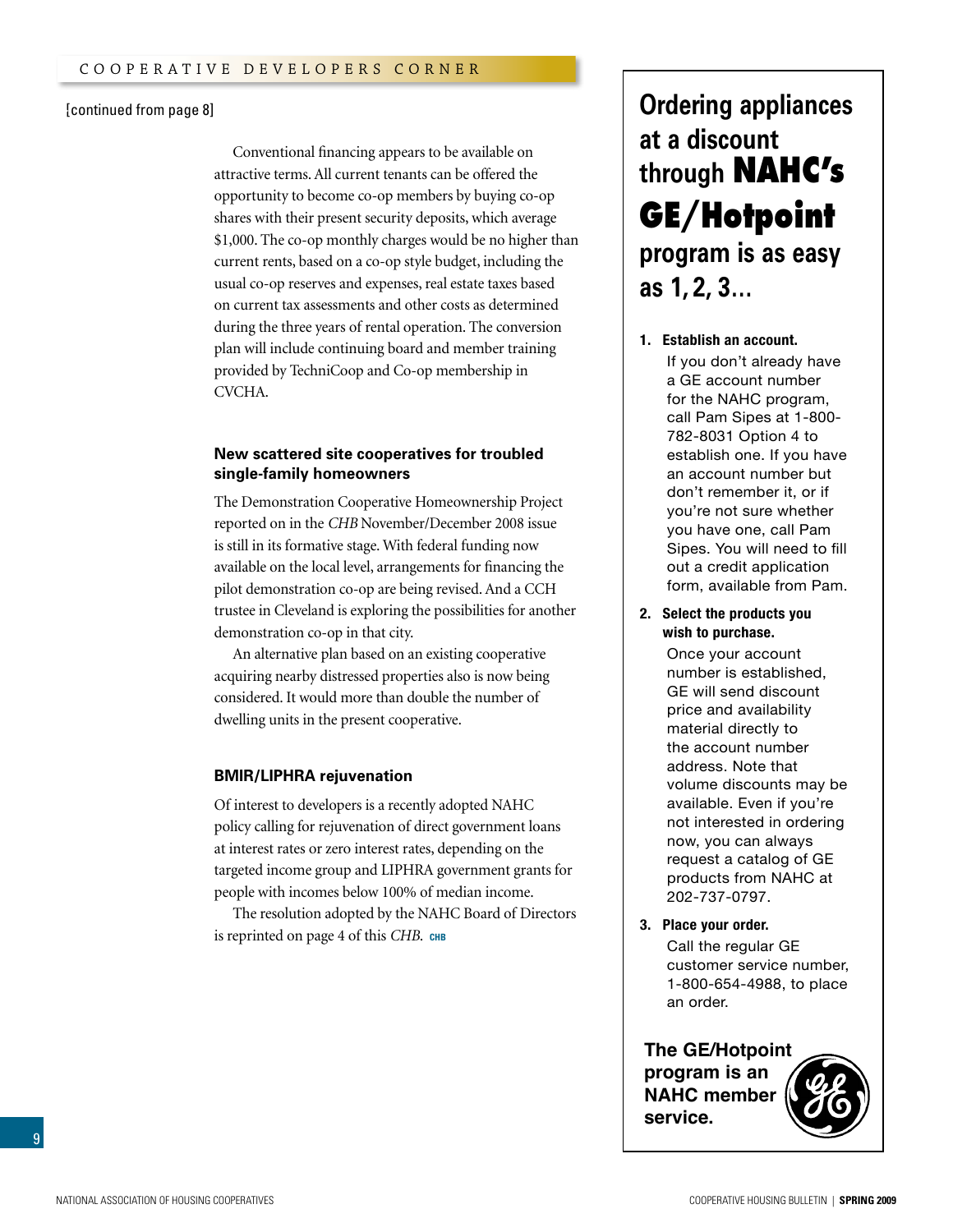[continued from page 8]

Conventional financing appears to be available on attractive terms. All current tenants can be offered the opportunity to become co-op members by buying co-op shares with their present security deposits, which average $1,000. The co-op monthly charges would be no higher than current rents, based on a co-op style budget, including the usual co-op reserves and expenses, real estate taxes based on current tax assessments and other costs as determined during the three years of rental operation. The conversion plan will include continuing board and member training provided by TechniCoop and Co-op membership in CVCHA.

### New scattered site cooperatives for troubled single-family homeowners

The Demonstration Cooperative Homeownership Project reported on in the *CHB* November/December 2008 issue is still in its formative stage. With federal funding now available on the local level, arrangements for financing the pilot demonstration co-op are being revised. And a CCH trustee in Cleveland is exploring the possibilities for another demonstration co-op in that city.

An alternative plan based on an existing cooperative acquiring nearby distressed properties also is now being considered. It would more than double the number of dwelling units in the present cooperative.

### BMIR/LIPHRA rejuvenation

Of interest to developers is a recently adopted NAHC policy calling for rejuvenation of direct government loans at interest rates or zero interest rates, depending on the targeted income group and LIPHRA government grants for people with incomes below 100% of median income.

The resolution adopted by the NAHC Board of Directors is reprinted on page 4 of this *CHB*. CHB

## Ordering appliances at a discount through **NAHC's GE/Hotpoint** program is as easy as 1, 2, 3…

1. **Establish an account.**
   If you don't already have a GE account number for the NAHC program, call Pam Sipes at 1-800-782-8031 Option 4 to establish one. If you have an account number but don't remember it, or if you're not sure whether you have one, call Pam Sipes. You will need to fill out a credit application form, available from Pam.

2. **Select the products you wish to purchase.**
   Once your account number is established, GE will send discount price and availability material directly to the account number address. Note that volume discounts may be available. Even if you're not interested in ordering now, you can always request a catalog of GE products from NAHC at 202-737-0797.

3. **Place your order.**
   Call the regular GE customer service number, 1-800-654-4988, to place an order.

**The GE/Hotpoint program is an NAHC member service.**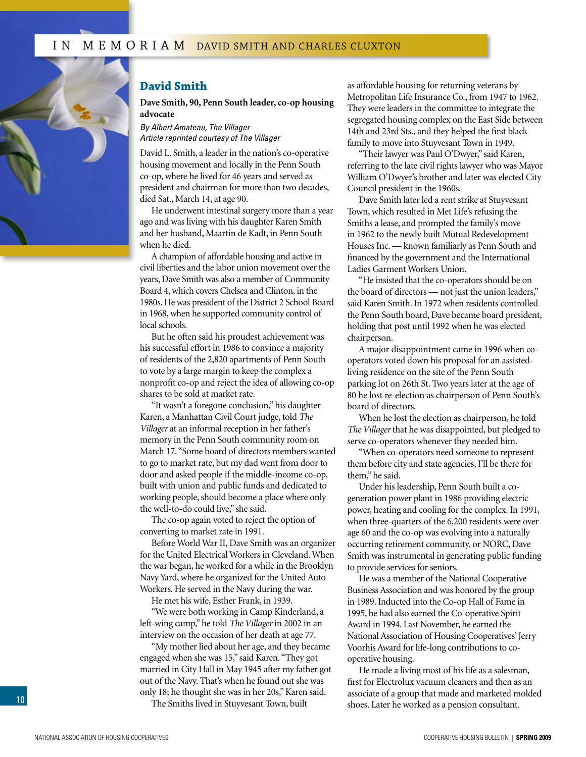## IN MEMORIAM DAVID SMITH AND CHARLES CLUXTON

# David Smith

**Dave Smith, 90, Penn South leader, co-op housing advocate**

*By Albert Amateau, The Villager*
*Article reprinted courtesy of The Villager*

David L. Smith, a leader in the nation's co-operative housing movement and locally in the Penn South co-op, where he lived for 46 years and served as president and chairman for more than two decades, died Sat., March 14, at age 90.

He underwent intestinal surgery more than a year ago and was living with his daughter Karen Smith and her husband, Maartin de Kadt, in Penn South when he died.

A champion of affordable housing and active in civil liberties and the labor union movement over the years, Dave Smith was also a member of Community Board 4, which covers Chelsea and Clinton, in the 1980s. He was president of the District 2 School Board in 1968, when he supported community control of local schools.

But he often said his proudest achievement was his successful effort in 1986 to convince a majority of residents of the 2,820 apartments of Penn South to vote by a large margin to keep the complex a nonprofit co-op and reject the idea of allowing co-op shares to be sold at market rate.

"It wasn't a foregone conclusion," his daughter Karen, a Manhattan Civil Court judge, told *The Villager* at an informal reception in her father's memory in the Penn South community room on March 17. "Some board of directors members wanted to go to market rate, but my dad went from door to door and asked people if the middle-income co-op, built with union and public funds and dedicated to working people, should become a place where only the well-to-do could live," she said.

The co-op again voted to reject the option of converting to market rate in 1991.

Before World War II, Dave Smith was an organizer for the United Electrical Workers in Cleveland. When the war began, he worked for a while in the Brooklyn Navy Yard, where he organized for the United Auto Workers. He served in the Navy during the war.

He met his wife, Esther Frank, in 1939.

"We were both working in Camp Kinderland, a left-wing camp," he told *The Villager* in 2002 in an interview on the occasion of her death at age 77.

"My mother lied about her age, and they became engaged when she was 15," said Karen. "They got married in City Hall in May 1945 after my father got out of the Navy. That's when he found out she was only 18; he thought she was in her 20s," Karen said.

The Smiths lived in Stuyvesant Town, built as affordable housing for returning veterans by Metropolitan Life Insurance Co., from 1947 to 1962. They were leaders in the committee to integrate the segregated housing complex on the East Side between 14th and 23rd Sts., and they helped the first black family to move into Stuyvesant Town in 1949.

"Their lawyer was Paul O'Dwyer," said Karen, referring to the late civil rights lawyer who was Mayor William O'Dwyer's brother and later was elected City Council president in the 1960s.

Dave Smith later led a rent strike at Stuyvesant Town, which resulted in Met Life's refusing the Smiths a lease, and prompted the family's move in 1962 to the newly built Mutual Redevelopment Houses Inc. — known familiarly as Penn South and financed by the government and the International Ladies Garment Workers Union.

"He insisted that the co-operators should be on the board of directors — not just the union leaders," said Karen Smith. In 1972 when residents controlled the Penn South board, Dave became board president, holding that post until 1992 when he was elected chairperson.

A major disappointment came in 1996 when co-operators voted down his proposal for an assisted-living residence on the site of the Penn South parking lot on 26th St. Two years later at the age of 80 he lost re-election as chairperson of Penn South's board of directors.

When he lost the election as chairperson, he told *The Villager* that he was disappointed, but pledged to serve co-operators whenever they needed him.

"When co-operators need someone to represent them before city and state agencies, I'll be there for them," he said.

Under his leadership, Penn South built a co-generation power plant in 1986 providing electric power, heating and cooling for the complex. In 1991, when three-quarters of the 6,200 residents were over age 60 and the co-op was evolving into a naturally occurring retirement community, or NORC, Dave Smith was instrumental in generating public funding to provide services for seniors.

He was a member of the National Cooperative Business Association and was honored by the group in 1989. Inducted into the Co-op Hall of Fame in 1995, he had also earned the Co-operative Spirit Award in 1994. Last November, he earned the National Association of Housing Cooperatives' Jerry Voorhis Award for life-long contributions to co-operative housing.

He made a living most of his life as a salesman, first for Electrolux vacuum cleaners and then as an associate of a group that made and marketed molded shoes. Later he worked as a pension consultant.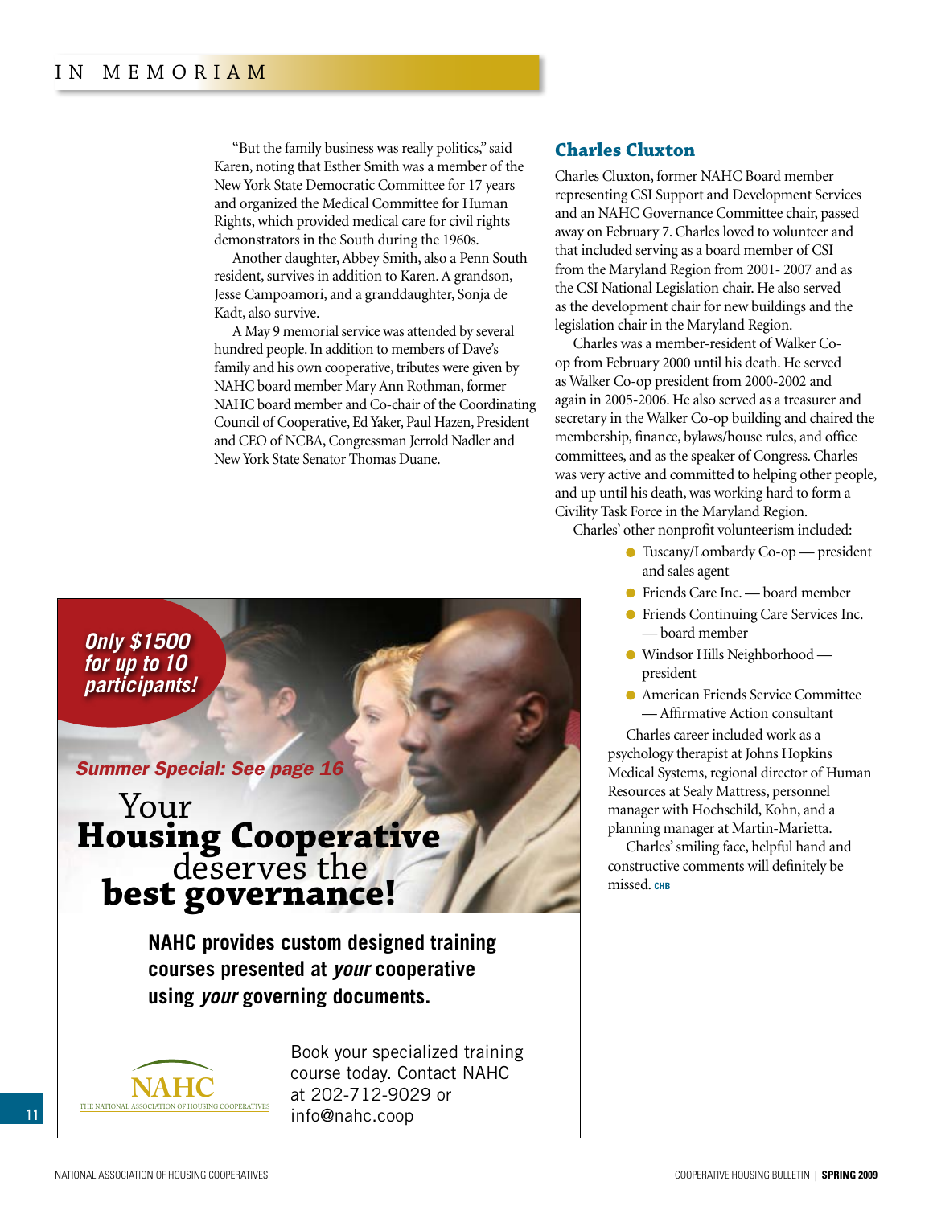IN MEMORIAM

"But the family business was really politics," said Karen, noting that Esther Smith was a member of the New York State Democratic Committee for 17 years and organized the Medical Committee for Human Rights, which provided medical care for civil rights demonstrators in the South during the 1960s.

Another daughter, Abbey Smith, also a Penn South resident, survives in addition to Karen. A grandson, Jesse Campoamori, and a granddaughter, Sonja de Kadt, also survive.

A May 9 memorial service was attended by several hundred people. In addition to members of Dave's family and his own cooperative, tributes were given by NAHC board member Mary Ann Rothman, former NAHC board member and Co-chair of the Coordinating Council of Cooperative, Ed Yaker, Paul Hazen, President and CEO of NCBA, Congressman Jerrold Nadler and New York State Senator Thomas Duane.

**Only $1500 for up to 10 participants!**

**Summer Special: See page 16**

# Your Housing Cooperative deserves the best governance!

**NAHC provides custom designed training courses presented at *your* cooperative using *your* governing documents.**

NAHC
THE NATIONAL ASSOCIATION OF HOUSING COOPERATIVES

Book your specialized training course today. Contact NAHC at 202-712-9029 or info@nahc.coop

## Charles Cluxton

Charles Cluxton, former NAHC Board member representing CSI Support and Development Services and an NAHC Governance Committee chair, passed away on February 7. Charles loved to volunteer and that included serving as a board member of CSI from the Maryland Region from 2001- 2007 and as the CSI National Legislation chair. He also served as the development chair for new buildings and the legislation chair in the Maryland Region.

Charles was a member-resident of Walker Co-op from February 2000 until his death. He served as Walker Co-op president from 2000-2002 and again in 2005-2006. He also served as a treasurer and secretary in the Walker Co-op building and chaired the membership, finance, bylaws/house rules, and office committees, and as the speaker of Congress. Charles was very active and committed to helping other people, and up until his death, was working hard to form a Civility Task Force in the Maryland Region.

Charles' other nonprofit volunteerism included:

- Tuscany/Lombardy Co-op — president and sales agent
- Friends Care Inc. — board member
- Friends Continuing Care Services Inc. — board member
- Windsor Hills Neighborhood — president
- American Friends Service Committee — Affirmative Action consultant

Charles career included work as a psychology therapist at Johns Hopkins Medical Systems, regional director of Human Resources at Sealy Mattress, personnel manager with Hochschild, Kohn, and a planning manager at Martin-Marietta.

Charles' smiling face, helpful hand and constructive comments will definitely be missed. CHB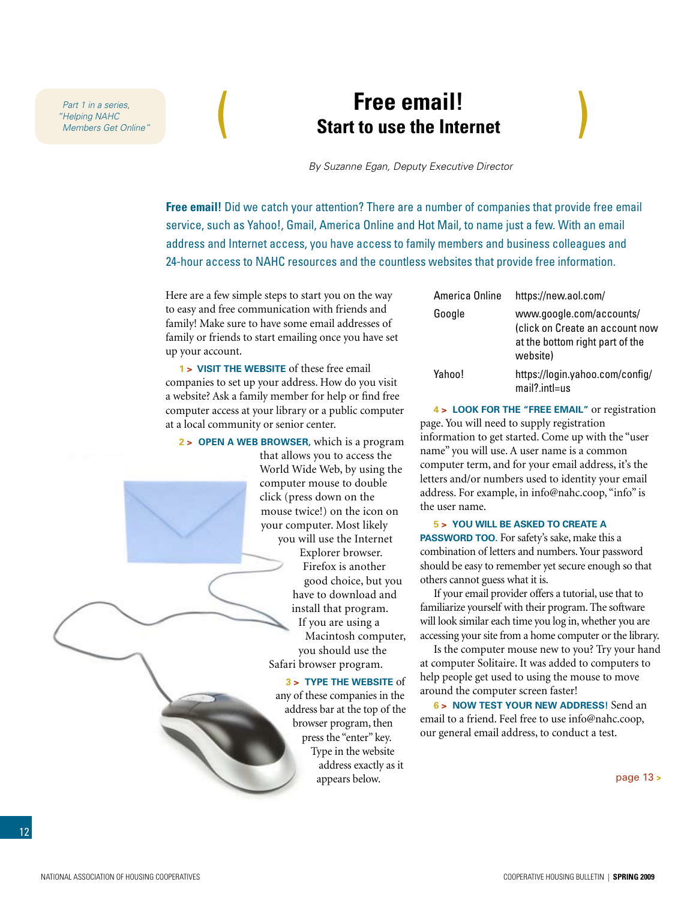*Part 1 in a series, "Helping NAHC Members Get Online"*

# Free email!

## Start to use the Internet

*By Suzanne Egan, Deputy Executive Director*

**Free email!** Did we catch your attention? There are a number of companies that provide free email service, such as Yahoo!, Gmail, America Online and Hot Mail, to name just a few. With an email address and Internet access, you have access to family members and business colleagues and 24-hour access to NAHC resources and the countless websites that provide free information.

Here are a few simple steps to start you on the way to easy and free communication with friends and family! Make sure to have some email addresses of family or friends to start emailing once you have set up your account.

**1 > VISIT THE WEBSITE** of these free email companies to set up your address. How do you visit a website? Ask a family member for help or find free computer access at your library or a public computer at a local community or senior center.

**2 > OPEN A WEB BROWSER,** which is a program that allows you to access the World Wide Web, by using the computer mouse to double click (press down on the mouse twice!) on the icon on your computer. Most likely you will use the Internet Explorer browser. Firefox is another good choice, but you have to download and install that program. If you are using a Macintosh computer, you should use the Safari browser program.

**3 > TYPE THE WEBSITE** of any of these companies in the address bar at the top of the browser program, then press the "enter" key. Type in the website address exactly as it appears below.

| | |
|---|---|
| America Online | https://new.aol.com/ |
| Google | www.google.com/accounts/ (click on Create an account now at the bottom right part of the website) |
| Yahoo! | https://login.yahoo.com/config/mail?.intl=us |

**4 > LOOK FOR THE "FREE EMAIL"** or registration page. You will need to supply registration information to get started. Come up with the "user name" you will use. A user name is a common computer term, and for your email address, it's the letters and/or numbers used to identity your email address. For example, in info@nahc.coop, "info" is the user name.

**5 > YOU WILL BE ASKED TO CREATE A PASSWORD TOO.** For safety's sake, make this a combination of letters and numbers. Your password should be easy to remember yet secure enough so that others cannot guess what it is.

If your email provider offers a tutorial, use that to familiarize yourself with their program. The software will look similar each time you log in, whether you are accessing your site from a home computer or the library.

Is the computer mouse new to you? Try your hand at computer Solitaire. It was added to computers to help people get used to using the mouse to move around the computer screen faster!

**6 > NOW TEST YOUR NEW ADDRESS!** Send an email to a friend. Feel free to use info@nahc.coop, our general email address, to conduct a test.

page 13 >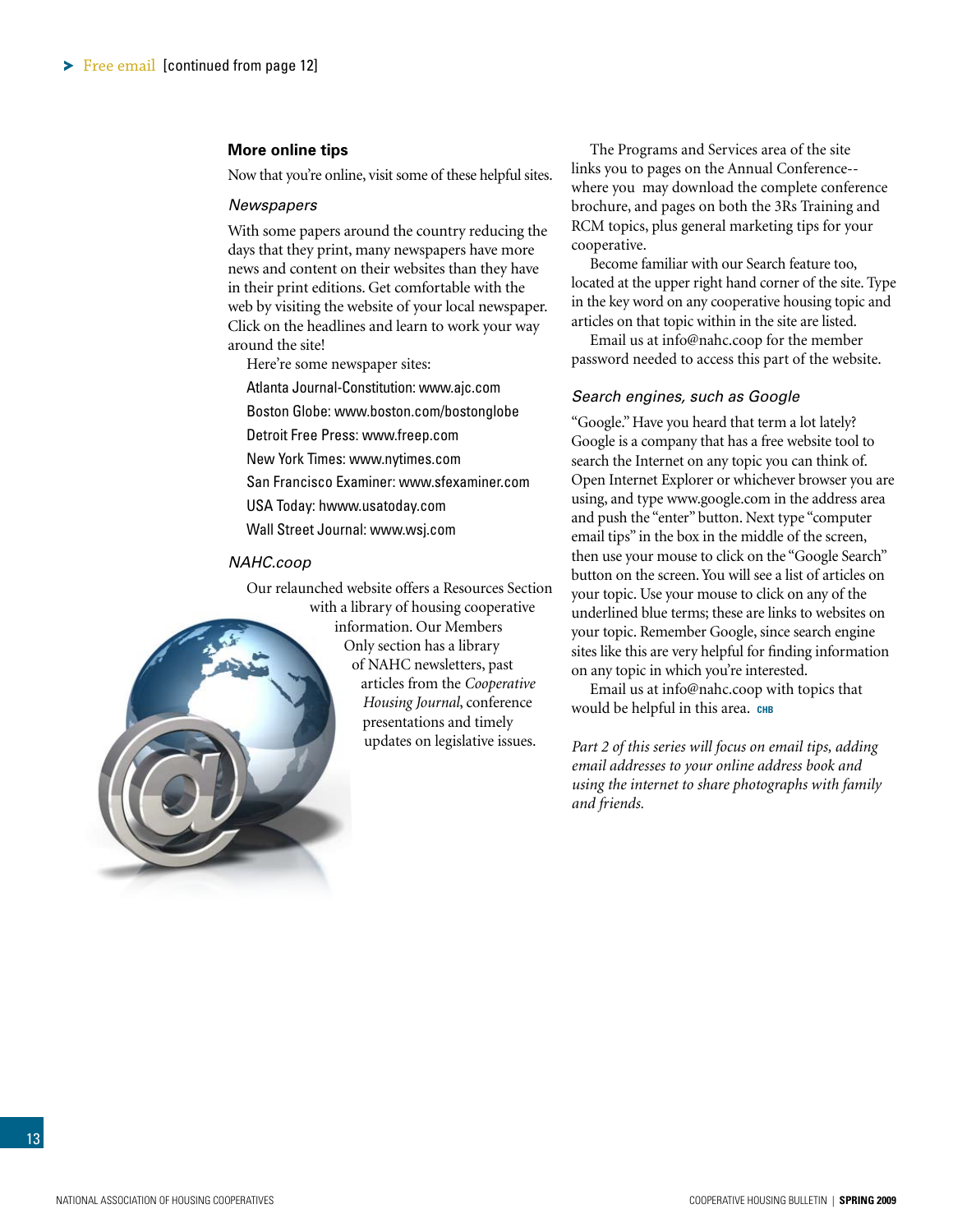Free email [continued from page 12]

### More online tips

Now that you're online, visit some of these helpful sites.

#### *Newspapers*

With some papers around the country reducing the days that they print, many newspapers have more news and content on their websites than they have in their print editions. Get comfortable with the web by visiting the website of your local newspaper. Click on the headlines and learn to work your way around the site!

Here're some newspaper sites:

Atlanta Journal-Constitution: www.ajc.com

Boston Globe: www.boston.com/bostonglobe

Detroit Free Press: www.freep.com

New York Times: www.nytimes.com

San Francisco Examiner: www.sfexaminer.com

USA Today: hwww.usatoday.com

Wall Street Journal: www.wsj.com

#### *NAHC.coop*

Our relaunched website offers a Resources Section with a library of housing cooperative information. Our Members Only section has a library of NAHC newsletters, past articles from the *Cooperative Housing Journal*, conference presentations and timely updates on legislative issues.

The Programs and Services area of the site links you to pages on the Annual Conference--where you may download the complete conference brochure, and pages on both the 3Rs Training and RCM topics, plus general marketing tips for your cooperative.

Become familiar with our Search feature too, located at the upper right hand corner of the site. Type in the key word on any cooperative housing topic and articles on that topic within in the site are listed.

Email us at info@nahc.coop for the member password needed to access this part of the website.

#### *Search engines, such as Google*

"Google." Have you heard that term a lot lately? Google is a company that has a free website tool to search the Internet on any topic you can think of. Open Internet Explorer or whichever browser you are using, and type www.google.com in the address area and push the "enter" button. Next type "computer email tips" in the box in the middle of the screen, then use your mouse to click on the "Google Search" button on the screen. You will see a list of articles on your topic. Use your mouse to click on any of the underlined blue terms; these are links to websites on your topic. Remember Google, since search engine sites like this are very helpful for finding information on any topic in which you're interested.

Email us at info@nahc.coop with topics that would be helpful in this area. CHB

*Part 2 of this series will focus on email tips, adding email addresses to your online address book and using the internet to share photographs with family and friends.*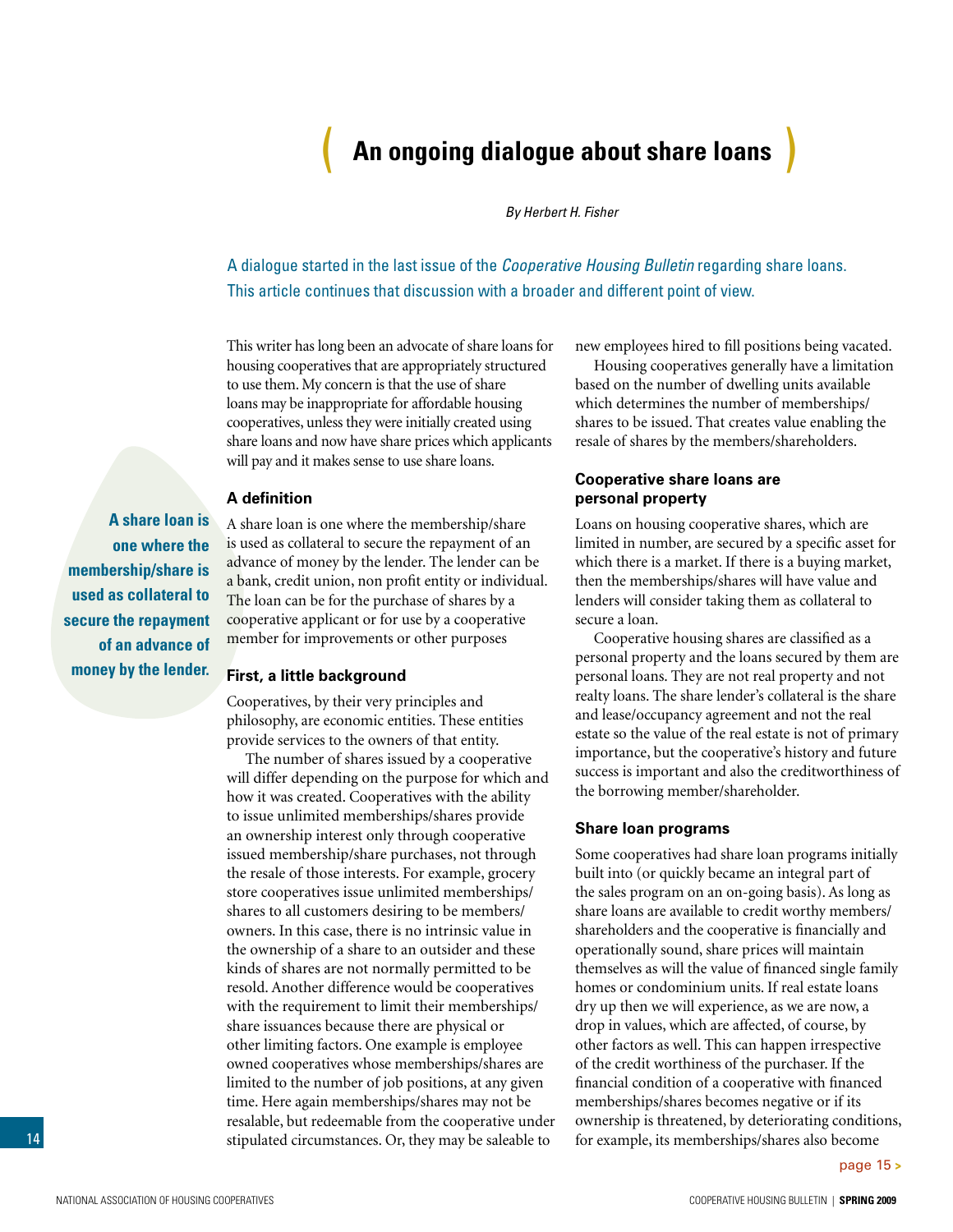# An ongoing dialogue about share loans

*By Herbert H. Fisher*

A dialogue started in the last issue of the *Cooperative Housing Bulletin* regarding share loans. This article continues that discussion with a broader and different point of view.

This writer has long been an advocate of share loans for housing cooperatives that are appropriately structured to use them. My concern is that the use of share loans may be inappropriate for affordable housing cooperatives, unless they were initially created using share loans and now have share prices which applicants will pay and it makes sense to use share loans.

**A share loan is one where the membership/share is used as collateral to secure the repayment of an advance of money by the lender.**

### A definition

A share loan is one where the membership/share is used as collateral to secure the repayment of an advance of money by the lender. The lender can be a bank, credit union, non profit entity or individual. The loan can be for the purchase of shares by a cooperative applicant or for use by a cooperative member for improvements or other purposes

### First, a little background

Cooperatives, by their very principles and philosophy, are economic entities. These entities provide services to the owners of that entity.

The number of shares issued by a cooperative will differ depending on the purpose for which and how it was created. Cooperatives with the ability to issue unlimited memberships/shares provide an ownership interest only through cooperative issued membership/share purchases, not through the resale of those interests. For example, grocery store cooperatives issue unlimited memberships/shares to all customers desiring to be members/owners. In this case, there is no intrinsic value in the ownership of a share to an outsider and these kinds of shares are not normally permitted to be resold. Another difference would be cooperatives with the requirement to limit their memberships/share issuances because there are physical or other limiting factors. One example is employee owned cooperatives whose memberships/shares are limited to the number of job positions, at any given time. Here again memberships/shares may not be resalable, but redeemable from the cooperative under stipulated circumstances. Or, they may be saleable to new employees hired to fill positions being vacated.

Housing cooperatives generally have a limitation based on the number of dwelling units available which determines the number of memberships/shares to be issued. That creates value enabling the resale of shares by the members/shareholders.

### Cooperative share loans are personal property

Loans on housing cooperative shares, which are limited in number, are secured by a specific asset for which there is a market. If there is a buying market, then the memberships/shares will have value and lenders will consider taking them as collateral to secure a loan.

Cooperative housing shares are classified as a personal property and the loans secured by them are personal loans. They are not real property and not realty loans. The share lender's collateral is the share and lease/occupancy agreement and not the real estate so the value of the real estate is not of primary importance, but the cooperative's history and future success is important and also the creditworthiness of the borrowing member/shareholder.

### Share loan programs

Some cooperatives had share loan programs initially built into (or quickly became an integral part of the sales program on an on-going basis). As long as share loans are available to credit worthy members/shareholders and the cooperative is financially and operationally sound, share prices will maintain themselves as will the value of financed single family homes or condominium units. If real estate loans dry up then we will experience, as we are now, a drop in values, which are affected, of course, by other factors as well. This can happen irrespective of the credit worthiness of the purchaser. If the financial condition of a cooperative with financed memberships/shares becomes negative or if its ownership is threatened, by deteriorating conditions, for example, its memberships/shares also become

page 15 >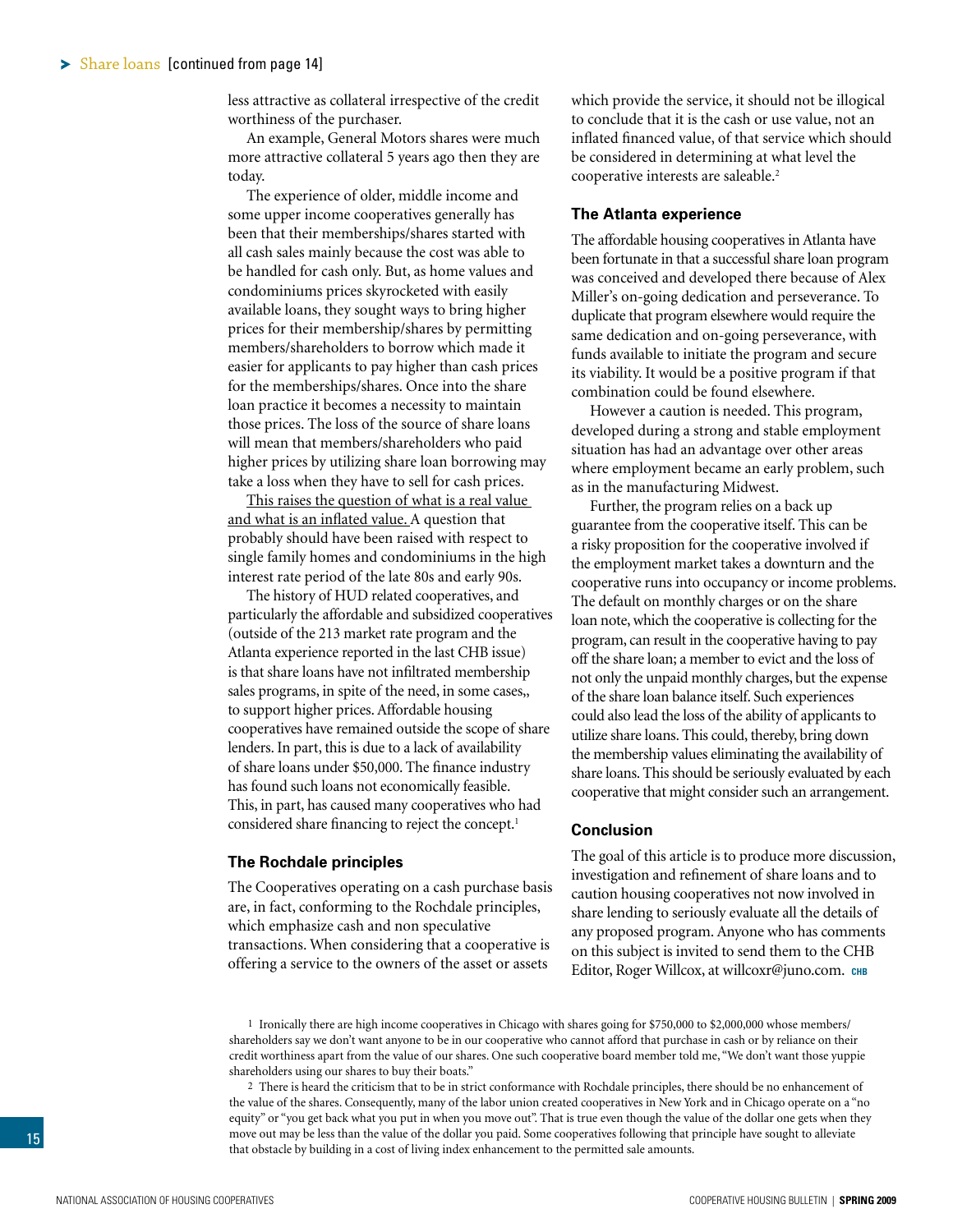Share loans [continued from page 14]

less attractive as collateral irrespective of the credit worthiness of the purchaser.

An example, General Motors shares were much more attractive collateral 5 years ago then they are today.

The experience of older, middle income and some upper income cooperatives generally has been that their memberships/shares started with all cash sales mainly because the cost was able to be handled for cash only. But, as home values and condominiums prices skyrocketed with easily available loans, they sought ways to bring higher prices for their membership/shares by permitting members/shareholders to borrow which made it easier for applicants to pay higher than cash prices for the memberships/shares. Once into the share loan practice it becomes a necessity to maintain those prices. The loss of the source of share loans will mean that members/shareholders who paid higher prices by utilizing share loan borrowing may take a loss when they have to sell for cash prices.

This raises the question of what is a real value and what is an inflated value. A question that probably should have been raised with respect to single family homes and condominiums in the high interest rate period of the late 80s and early 90s.

The history of HUD related cooperatives, and particularly the affordable and subsidized cooperatives (outside of the 213 market rate program and the Atlanta experience reported in the last CHB issue) is that share loans have not infiltrated membership sales programs, in spite of the need, in some cases,, to support higher prices. Affordable housing cooperatives have remained outside the scope of share lenders. In part, this is due to a lack of availability of share loans under $50,000. The finance industry has found such loans not economically feasible. This, in part, has caused many cooperatives who had considered share financing to reject the concept.[1]

### The Rochdale principles

The Cooperatives operating on a cash purchase basis are, in fact, conforming to the Rochdale principles, which emphasize cash and non speculative transactions. When considering that a cooperative is offering a service to the owners of the asset or assets which provide the service, it should not be illogical to conclude that it is the cash or use value, not an inflated financed value, of that service which should be considered in determining at what level the cooperative interests are saleable.[2]

### The Atlanta experience

The affordable housing cooperatives in Atlanta have been fortunate in that a successful share loan program was conceived and developed there because of Alex Miller's on-going dedication and perseverance. To duplicate that program elsewhere would require the same dedication and on-going perseverance, with funds available to initiate the program and secure its viability. It would be a positive program if that combination could be found elsewhere.

However a caution is needed. This program, developed during a strong and stable employment situation has had an advantage over other areas where employment became an early problem, such as in the manufacturing Midwest.

Further, the program relies on a back up guarantee from the cooperative itself. This can be a risky proposition for the cooperative involved if the employment market takes a downturn and the cooperative runs into occupancy or income problems. The default on monthly charges or on the share loan note, which the cooperative is collecting for the program, can result in the cooperative having to pay off the share loan; a member to evict and the loss of not only the unpaid monthly charges, but the expense of the share loan balance itself. Such experiences could also lead the loss of the ability of applicants to utilize share loans. This could, thereby, bring down the membership values eliminating the availability of share loans. This should be seriously evaluated by each cooperative that might consider such an arrangement.

### Conclusion

The goal of this article is to produce more discussion, investigation and refinement of share loans and to caution housing cooperatives not now involved in share lending to seriously evaluate all the details of any proposed program. Anyone who has comments on this subject is invited to send them to the CHB Editor, Roger Willcox, at willcoxr@juno.com. CHB

1 Ironically there are high income cooperatives in Chicago with shares going for $750,000 to $2,000,000 whose members/shareholders say we don't want anyone to be in our cooperative who cannot afford that purchase in cash or by reliance on their credit worthiness apart from the value of our shares. One such cooperative board member told me, "We don't want those yuppie shareholders using our shares to buy their boats."

2 There is heard the criticism that to be in strict conformance with Rochdale principles, there should be no enhancement of the value of the shares. Consequently, many of the labor union created cooperatives in New York and in Chicago operate on a "no equity" or "you get back what you put in when you move out". That is true even though the value of the dollar one gets when they move out may be less than the value of the dollar you paid. Some cooperatives following that principle have sought to alleviate that obstacle by building in a cost of living index enhancement to the permitted sale amounts.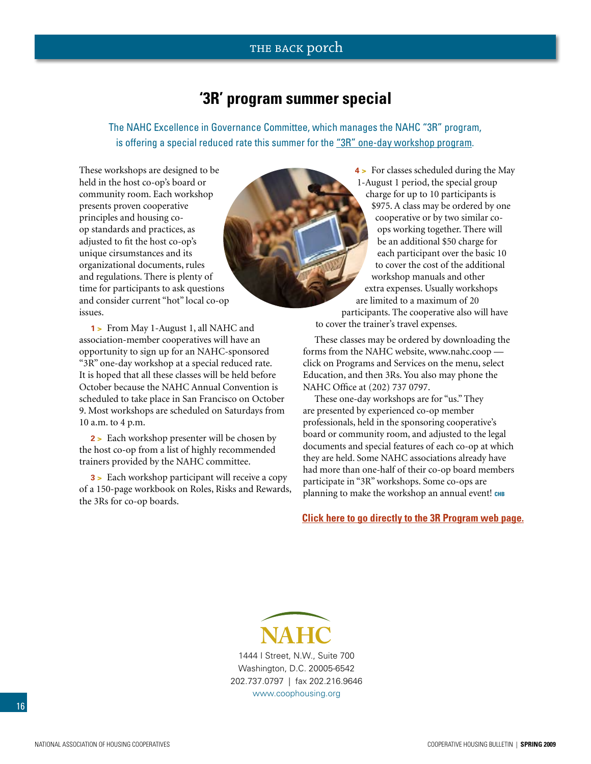# '3R' program summer special

The NAHC Excellence in Governance Committee, which manages the NAHC "3R" program, is offering a special reduced rate this summer for the "3R" one-day workshop program.

These workshops are designed to be held in the host co-op's board or community room. Each workshop presents proven cooperative principles and housing co-op standards and practices, as adjusted to fit the host co-op's unique cirsumstances and its organizational documents, rules and regulations. There is plenty of time for participants to ask questions and consider current "hot" local co-op issues.

**1 >** From May 1-August 1, all NAHC and association-member cooperatives will have an opportunity to sign up for an NAHC-sponsored "3R" one-day workshop at a special reduced rate. It is hoped that all these classes will be held before October because the NAHC Annual Convention is scheduled to take place in San Francisco on October 9. Most workshops are scheduled on Saturdays from 10 a.m. to 4 p.m.

**2 >** Each workshop presenter will be chosen by the host co-op from a list of highly recommended trainers provided by the NAHC committee.

**3 >** Each workshop participant will receive a copy of a 150-page workbook on Roles, Risks and Rewards, the 3Rs for co-op boards.

**4 >** For classes scheduled during the May 1-August 1 period, the special group charge for up to 10 participants is $975. A class may be ordered by one cooperative or by two similar co-ops working together. There will be an additional $50 charge for each participant over the basic 10 to cover the cost of the additional workshop manuals and other extra expenses. Usually workshops are limited to a maximum of 20 participants. The cooperative also will have to cover the trainer's travel expenses.

These classes may be ordered by downloading the forms from the NAHC website, www.nahc.coop — click on Programs and Services on the menu, select Education, and then 3Rs. You also may phone the NAHC Office at (202) 737 0797.

These one-day workshops are for "us." They are presented by experienced co-op member professionals, held in the sponsoring cooperative's board or community room, and adjusted to the legal documents and special features of each co-op at which they are held. Some NAHC associations already have had more than one-half of their co-op board members participate in "3R" workshops. Some co-ops are planning to make the workshop an annual event! CHB

**Click here to go directly to the 3R Program web page.**

NAHC

1444 I Street, N.W., Suite 700
Washington, D.C. 20005-6542
202.737.0797 | fax 202.216.9646
www.coophousing.org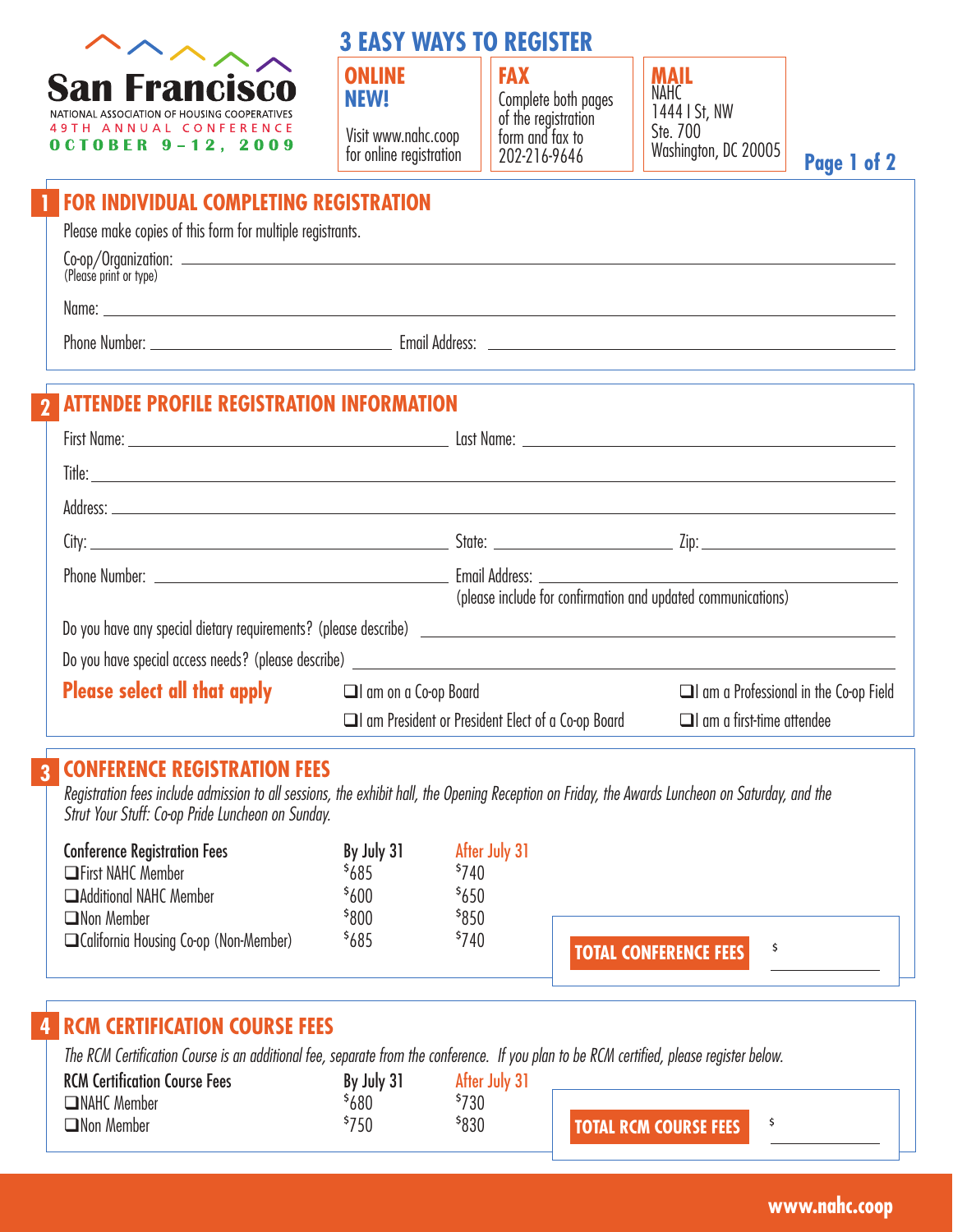# San Francisco

NATIONAL ASSOCIATION OF HOUSING COOPERATIVES
49TH ANNUAL CONFERENCE
OCTOBER 9–12, 2009

## 3 EASY WAYS TO REGISTER

**ONLINE NEW!**
Visit www.nahc.coop for online registration

**FAX**
Complete both pages of the registration form and fax to 202-216-9646

**MAIL**
NAHC
1444 I St, NW
Ste. 700
Washington, DC 20005

**Page 1 of 2**

## 1 FOR INDIVIDUAL COMPLETING REGISTRATION

Please make copies of this form for multiple registrants.

Co-op/Organization: ____________________
(Please print or type)

Name: ____________________

Phone Number: ____________________ Email Address: ____________________

## 2 ATTENDEE PROFILE REGISTRATION INFORMATION

First Name: ____________________ Last Name: ____________________

Title: ____________________

Address: ____________________

City: ____________________ State: ____________________ Zip: ____________________

Phone Number: ____________________ Email Address: ____________________
(please include for confirmation and updated communications)

Do you have any special dietary requirements? (please describe) ____________________

Do you have special access needs? (please describe) ____________________

**Please select all that apply**

- ❑ I am on a Co-op Board
- ❑ I am President or President Elect of a Co-op Board
- ❑ I am a Professional in the Co-op Field
- ❑ I am a first-time attendee

## 3 CONFERENCE REGISTRATION FEES

*Registration fees include admission to all sessions, the exhibit hall, the Opening Reception on Friday, the Awards Luncheon on Saturday, and the Strut Your Stuff: Co-op Pride Luncheon on Sunday.*

| Conference Registration Fees | By July 31 | After July 31 |
|---|---|---|
| ❑ First NAHC Member | $685 | $740 |
| ❑ Additional NAHC Member | $600 | $650 |
| ❑ Non Member | $800 | $850 |
| ❑ California Housing Co-op (Non-Member) | $685 | $740 |

**TOTAL CONFERENCE FEES** $ ____________

## 4 RCM CERTIFICATION COURSE FEES

*The RCM Certification Course is an additional fee, separate from the conference. If you plan to be RCM certified, please register below.*

| RCM Certification Course Fees | By July 31 | After July 31 |
|---|---|---|
| ❑ NAHC Member | $680 | $730 |
| ❑ Non Member | $750 | $830 |

**TOTAL RCM COURSE FEES** $ ____________

www.nahc.coop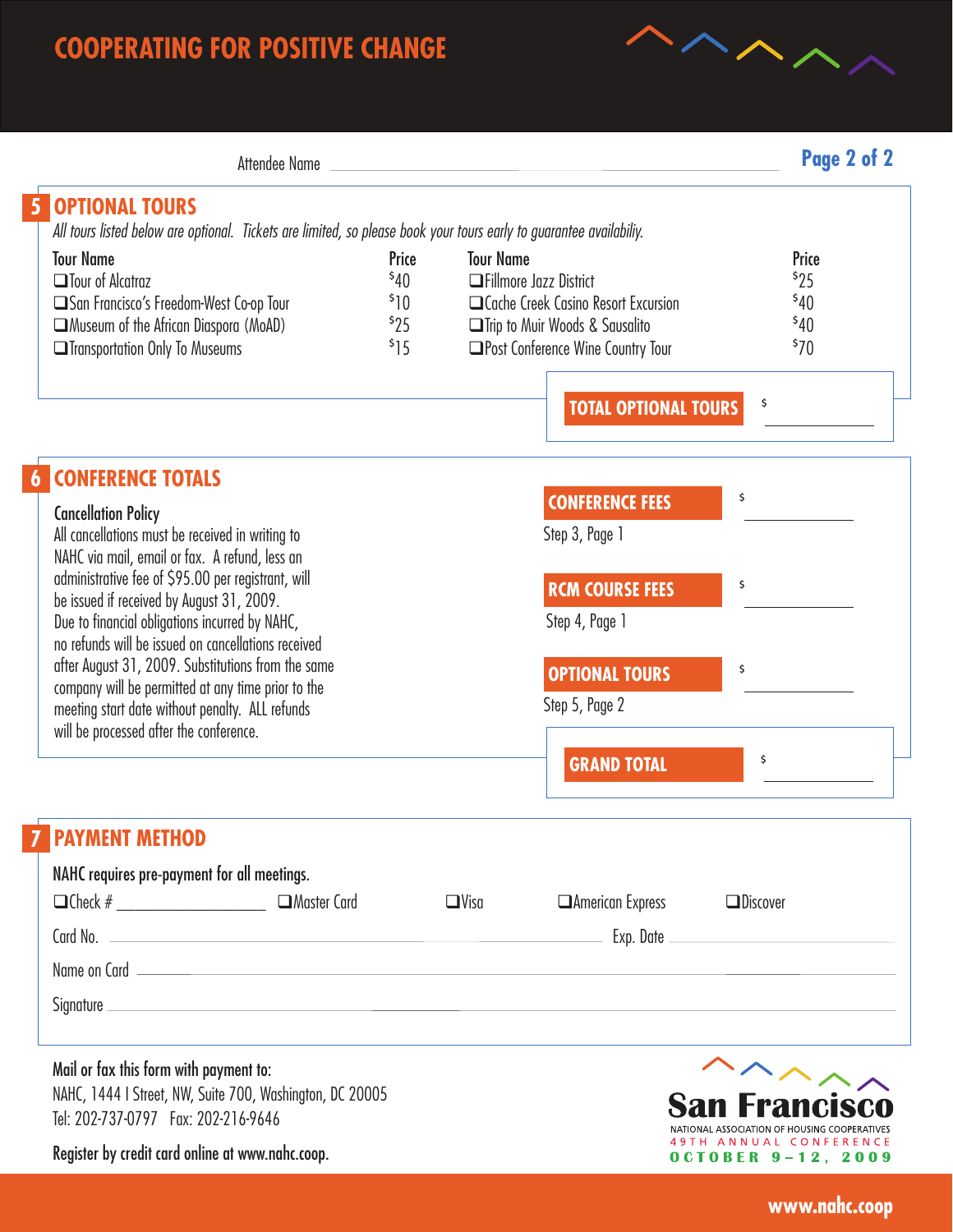# COOPERATING FOR POSITIVE CHANGE

Attendee Name ______________________________

Page 2 of 2

## 5 OPTIONAL TOURS

*All tours listed below are optional. Tickets are limited, so please book your tours early to guarantee availabiliy.*

| Tour Name | Price | Tour Name | Price |
|---|---|---|---|
| ❑ Tour of Alcatraz | $40 | ❑ Fillmore Jazz District | $25 |
| ❑ San Francisco's Freedom-West Co-op Tour | $10 | ❑ Cache Creek Casino Resort Excursion | $40 |
| ❑ Museum of the African Diaspora (MoAD) | $25 | ❑ Trip to Muir Woods & Sausalito | $40 |
| ❑ Transportation Only To Museums | $15 | ❑ Post Conference Wine Country Tour | $70 |

**TOTAL OPTIONAL TOURS** $ __________

## 6 CONFERENCE TOTALS

**Cancellation Policy**

All cancellations must be received in writing to NAHC via mail, email or fax. A refund, less an administrative fee of $95.00 per registrant, will be issued if received by August 31, 2009. Due to financial obligations incurred by NAHC, no refunds will be issued on cancellations received after August 31, 2009. Substitutions from the same company will be permitted at any time prior to the meeting start date without penalty. ALL refunds will be processed after the conference.

**CONFERENCE FEES** $ __________
Step 3, Page 1

**RCM COURSE FEES** $ __________
Step 4, Page 1

**OPTIONAL TOURS** $ __________
Step 5, Page 2

**GRAND TOTAL** $ __________

## 7 PAYMENT METHOD

NAHC requires pre-payment for all meetings.

❑ Check # ______________ ❑ Master Card ❑ Visa ❑ American Express ❑ Discover

Card No. ______________________________ Exp. Date ______________

Name on Card ______________________________

Signature ______________________________

Mail or fax this form with payment to:
NAHC, 1444 I Street, NW, Suite 700, Washington, DC 20005
Tel: 202-737-0797 Fax: 202-216-9646

Register by credit card online at www.nahc.coop.

San Francisco
NATIONAL ASSOCIATION OF HOUSING COOPERATIVES
49TH ANNUAL CONFERENCE
OCTOBER 9–12, 2009

www.nahc.coop